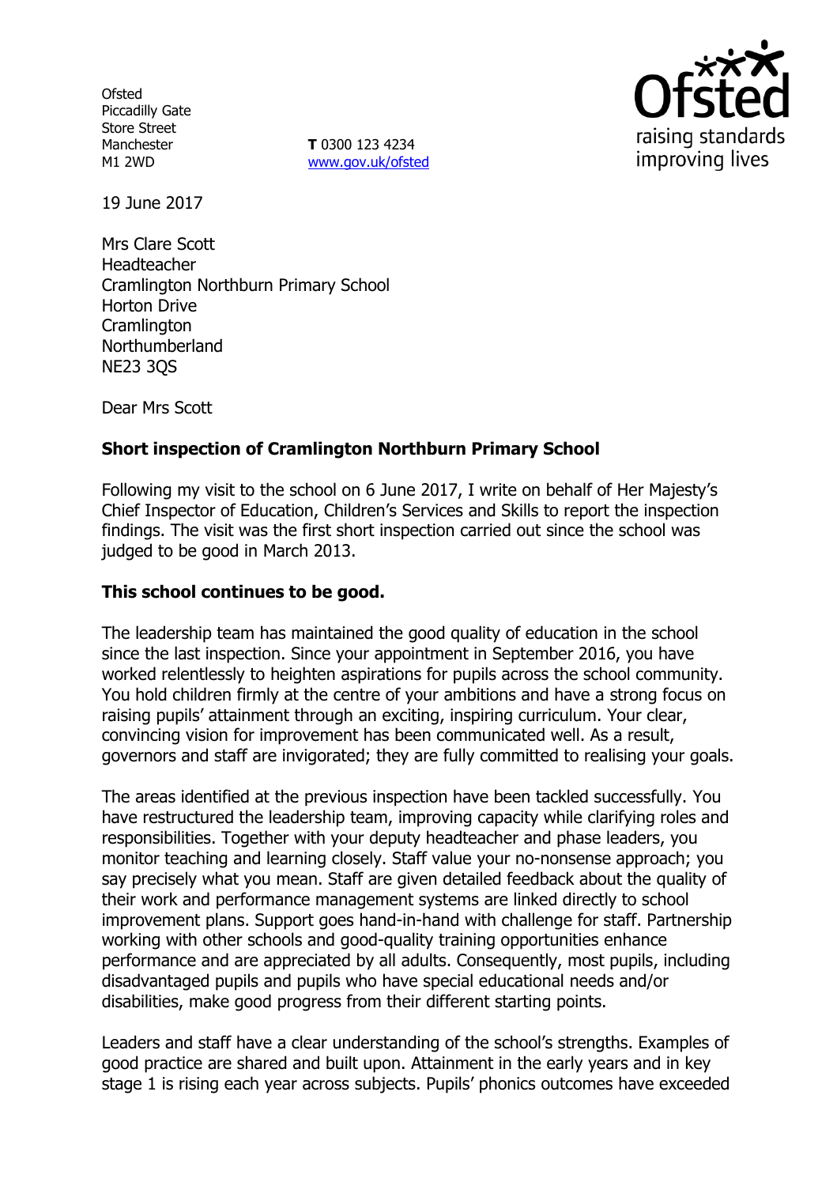Ofsted
Piccadilly Gate
Store Street
Manchester
M1 2WD

**T** 0300 123 4234
www.gov.uk/ofsted

19 June 2017

Mrs Clare Scott
Headteacher
Cramlington Northburn Primary School
Horton Drive
Cramlington
Northumberland
NE23 3QS

Dear Mrs Scott

**Short inspection of Cramlington Northburn Primary School**

Following my visit to the school on 6 June 2017, I write on behalf of Her Majesty's Chief Inspector of Education, Children's Services and Skills to report the inspection findings. The visit was the first short inspection carried out since the school was judged to be good in March 2013.

**This school continues to be good.**

The leadership team has maintained the good quality of education in the school since the last inspection. Since your appointment in September 2016, you have worked relentlessly to heighten aspirations for pupils across the school community. You hold children firmly at the centre of your ambitions and have a strong focus on raising pupils' attainment through an exciting, inspiring curriculum. Your clear, convincing vision for improvement has been communicated well. As a result, governors and staff are invigorated; they are fully committed to realising your goals.

The areas identified at the previous inspection have been tackled successfully. You have restructured the leadership team, improving capacity while clarifying roles and responsibilities. Together with your deputy headteacher and phase leaders, you monitor teaching and learning closely. Staff value your no-nonsense approach; you say precisely what you mean. Staff are given detailed feedback about the quality of their work and performance management systems are linked directly to school improvement plans. Support goes hand-in-hand with challenge for staff. Partnership working with other schools and good-quality training opportunities enhance performance and are appreciated by all adults. Consequently, most pupils, including disadvantaged pupils and pupils who have special educational needs and/or disabilities, make good progress from their different starting points.

Leaders and staff have a clear understanding of the school's strengths. Examples of good practice are shared and built upon. Attainment in the early years and in key stage 1 is rising each year across subjects. Pupils' phonics outcomes have exceeded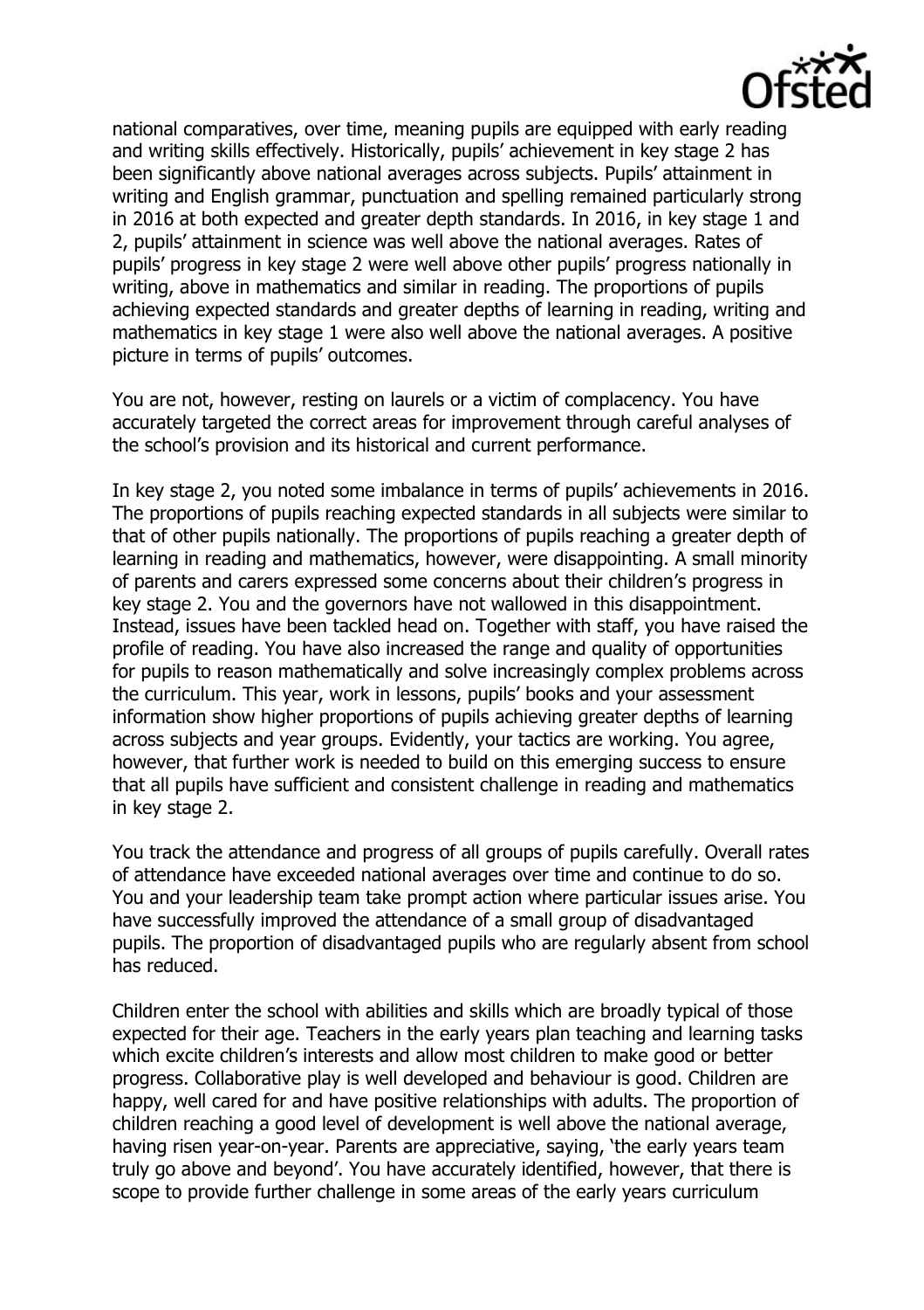national comparatives, over time, meaning pupils are equipped with early reading and writing skills effectively. Historically, pupils' achievement in key stage 2 has been significantly above national averages across subjects. Pupils' attainment in writing and English grammar, punctuation and spelling remained particularly strong in 2016 at both expected and greater depth standards. In 2016, in key stage 1 and 2, pupils' attainment in science was well above the national averages. Rates of pupils' progress in key stage 2 were well above other pupils' progress nationally in writing, above in mathematics and similar in reading. The proportions of pupils achieving expected standards and greater depths of learning in reading, writing and mathematics in key stage 1 were also well above the national averages. A positive picture in terms of pupils' outcomes.

You are not, however, resting on laurels or a victim of complacency. You have accurately targeted the correct areas for improvement through careful analyses of the school's provision and its historical and current performance.

In key stage 2, you noted some imbalance in terms of pupils' achievements in 2016. The proportions of pupils reaching expected standards in all subjects were similar to that of other pupils nationally. The proportions of pupils reaching a greater depth of learning in reading and mathematics, however, were disappointing. A small minority of parents and carers expressed some concerns about their children's progress in key stage 2. You and the governors have not wallowed in this disappointment. Instead, issues have been tackled head on. Together with staff, you have raised the profile of reading. You have also increased the range and quality of opportunities for pupils to reason mathematically and solve increasingly complex problems across the curriculum. This year, work in lessons, pupils' books and your assessment information show higher proportions of pupils achieving greater depths of learning across subjects and year groups. Evidently, your tactics are working. You agree, however, that further work is needed to build on this emerging success to ensure that all pupils have sufficient and consistent challenge in reading and mathematics in key stage 2.

You track the attendance and progress of all groups of pupils carefully. Overall rates of attendance have exceeded national averages over time and continue to do so. You and your leadership team take prompt action where particular issues arise. You have successfully improved the attendance of a small group of disadvantaged pupils. The proportion of disadvantaged pupils who are regularly absent from school has reduced.

Children enter the school with abilities and skills which are broadly typical of those expected for their age. Teachers in the early years plan teaching and learning tasks which excite children's interests and allow most children to make good or better progress. Collaborative play is well developed and behaviour is good. Children are happy, well cared for and have positive relationships with adults. The proportion of children reaching a good level of development is well above the national average, having risen year-on-year. Parents are appreciative, saying, 'the early years team truly go above and beyond'. You have accurately identified, however, that there is scope to provide further challenge in some areas of the early years curriculum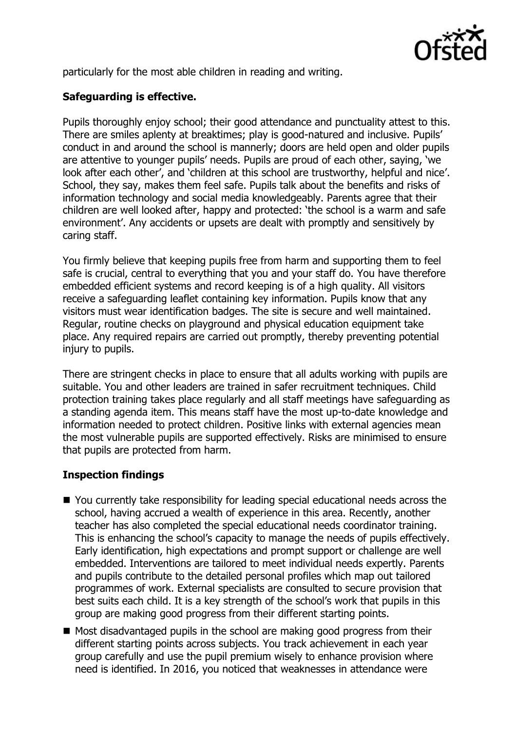particularly for the most able children in reading and writing.

**Safeguarding is effective.**

Pupils thoroughly enjoy school; their good attendance and punctuality attest to this. There are smiles aplenty at breaktimes; play is good-natured and inclusive. Pupils' conduct in and around the school is mannerly; doors are held open and older pupils are attentive to younger pupils' needs. Pupils are proud of each other, saying, 'we look after each other', and 'children at this school are trustworthy, helpful and nice'. School, they say, makes them feel safe. Pupils talk about the benefits and risks of information technology and social media knowledgeably. Parents agree that their children are well looked after, happy and protected: 'the school is a warm and safe environment'. Any accidents or upsets are dealt with promptly and sensitively by caring staff.

You firmly believe that keeping pupils free from harm and supporting them to feel safe is crucial, central to everything that you and your staff do. You have therefore embedded efficient systems and record keeping is of a high quality. All visitors receive a safeguarding leaflet containing key information. Pupils know that any visitors must wear identification badges. The site is secure and well maintained. Regular, routine checks on playground and physical education equipment take place. Any required repairs are carried out promptly, thereby preventing potential injury to pupils.

There are stringent checks in place to ensure that all adults working with pupils are suitable. You and other leaders are trained in safer recruitment techniques. Child protection training takes place regularly and all staff meetings have safeguarding as a standing agenda item. This means staff have the most up-to-date knowledge and information needed to protect children. Positive links with external agencies mean the most vulnerable pupils are supported effectively. Risks are minimised to ensure that pupils are protected from harm.

**Inspection findings**

- You currently take responsibility for leading special educational needs across the school, having accrued a wealth of experience in this area. Recently, another teacher has also completed the special educational needs coordinator training. This is enhancing the school's capacity to manage the needs of pupils effectively. Early identification, high expectations and prompt support or challenge are well embedded. Interventions are tailored to meet individual needs expertly. Parents and pupils contribute to the detailed personal profiles which map out tailored programmes of work. External specialists are consulted to secure provision that best suits each child. It is a key strength of the school's work that pupils in this group are making good progress from their different starting points.
- Most disadvantaged pupils in the school are making good progress from their different starting points across subjects. You track achievement in each year group carefully and use the pupil premium wisely to enhance provision where need is identified. In 2016, you noticed that weaknesses in attendance were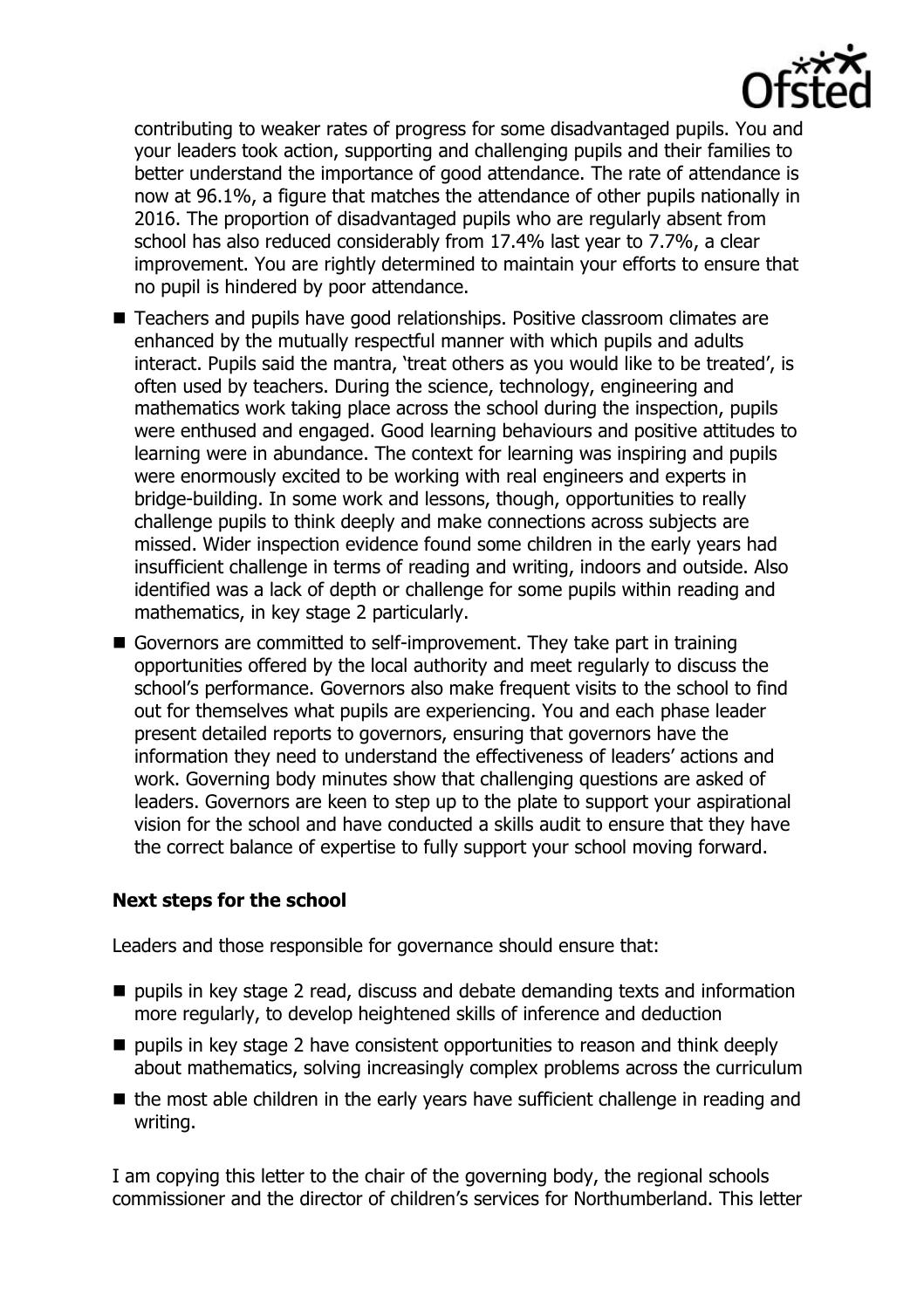contributing to weaker rates of progress for some disadvantaged pupils. You and your leaders took action, supporting and challenging pupils and their families to better understand the importance of good attendance. The rate of attendance is now at 96.1%, a figure that matches the attendance of other pupils nationally in 2016. The proportion of disadvantaged pupils who are regularly absent from school has also reduced considerably from 17.4% last year to 7.7%, a clear improvement. You are rightly determined to maintain your efforts to ensure that no pupil is hindered by poor attendance.

- Teachers and pupils have good relationships. Positive classroom climates are enhanced by the mutually respectful manner with which pupils and adults interact. Pupils said the mantra, 'treat others as you would like to be treated', is often used by teachers. During the science, technology, engineering and mathematics work taking place across the school during the inspection, pupils were enthused and engaged. Good learning behaviours and positive attitudes to learning were in abundance. The context for learning was inspiring and pupils were enormously excited to be working with real engineers and experts in bridge-building. In some work and lessons, though, opportunities to really challenge pupils to think deeply and make connections across subjects are missed. Wider inspection evidence found some children in the early years had insufficient challenge in terms of reading and writing, indoors and outside. Also identified was a lack of depth or challenge for some pupils within reading and mathematics, in key stage 2 particularly.
- Governors are committed to self-improvement. They take part in training opportunities offered by the local authority and meet regularly to discuss the school's performance. Governors also make frequent visits to the school to find out for themselves what pupils are experiencing. You and each phase leader present detailed reports to governors, ensuring that governors have the information they need to understand the effectiveness of leaders' actions and work. Governing body minutes show that challenging questions are asked of leaders. Governors are keen to step up to the plate to support your aspirational vision for the school and have conducted a skills audit to ensure that they have the correct balance of expertise to fully support your school moving forward.

**Next steps for the school**

Leaders and those responsible for governance should ensure that:

- pupils in key stage 2 read, discuss and debate demanding texts and information more regularly, to develop heightened skills of inference and deduction
- pupils in key stage 2 have consistent opportunities to reason and think deeply about mathematics, solving increasingly complex problems across the curriculum
- the most able children in the early years have sufficient challenge in reading and writing.

I am copying this letter to the chair of the governing body, the regional schools commissioner and the director of children's services for Northumberland. This letter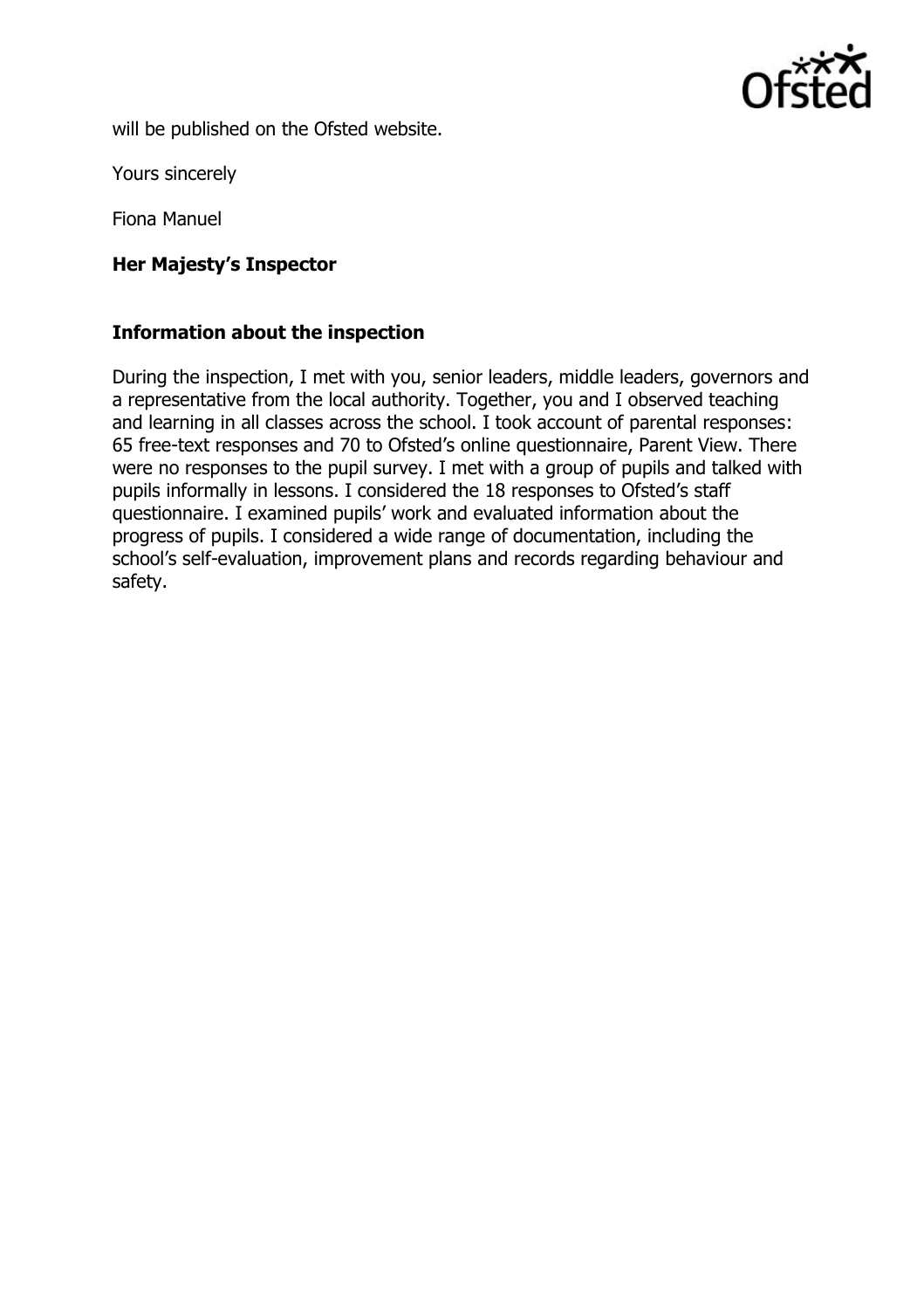will be published on the Ofsted website.

Yours sincerely

Fiona Manuel

**Her Majesty's Inspector**

## Information about the inspection

During the inspection, I met with you, senior leaders, middle leaders, governors and a representative from the local authority. Together, you and I observed teaching and learning in all classes across the school. I took account of parental responses: 65 free-text responses and 70 to Ofsted's online questionnaire, Parent View. There were no responses to the pupil survey. I met with a group of pupils and talked with pupils informally in lessons. I considered the 18 responses to Ofsted's staff questionnaire. I examined pupils' work and evaluated information about the progress of pupils. I considered a wide range of documentation, including the school's self-evaluation, improvement plans and records regarding behaviour and safety.